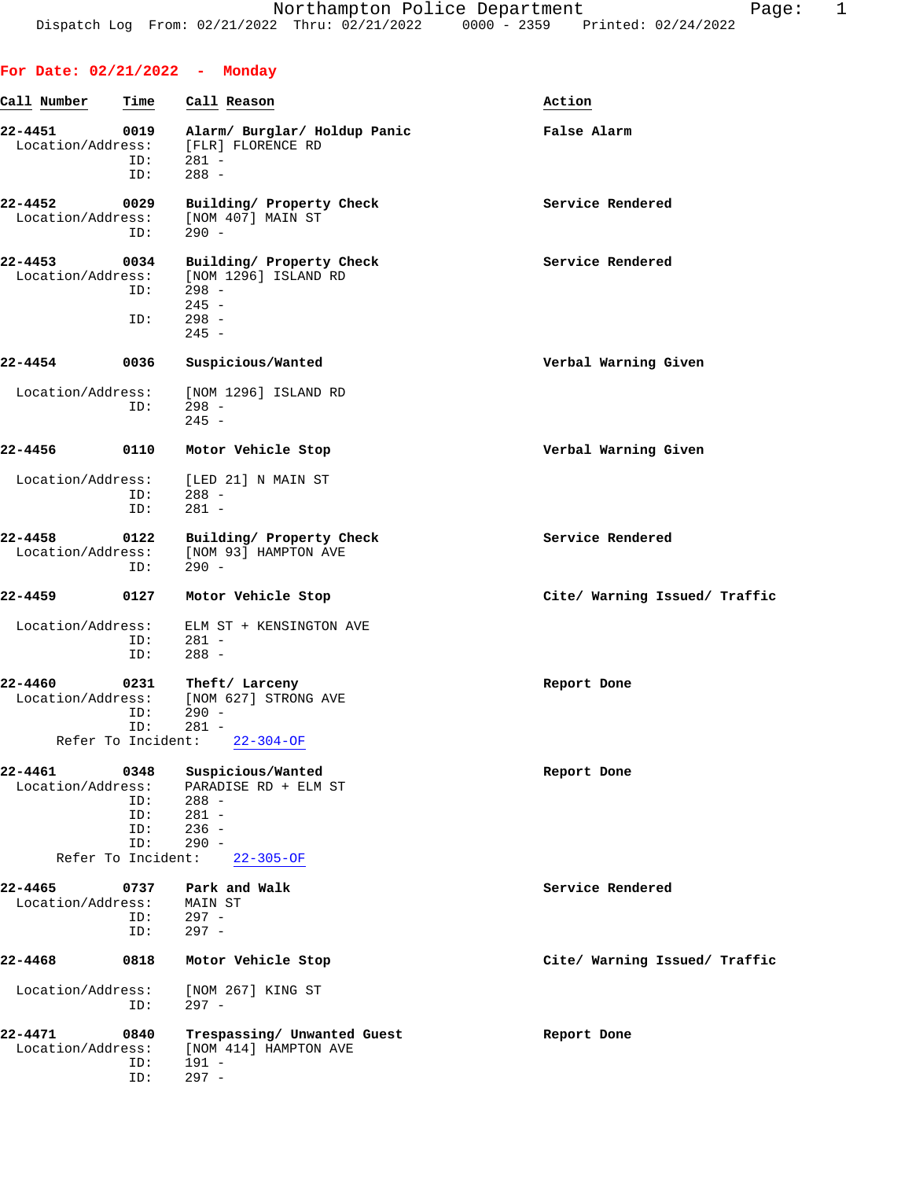# Northampton Police Department

Dispatch Log From: 02/21/2022 Thru: 02/21/2022 0000 - 2359 Printed: 02/24/2022

## For Date: 02/21/2022 - Monday

| Call Number | Time | Call Reason | Action |
|---|---|---|---|

**22-4451** **0019** **Alarm/ Burglar/ Holdup Panic** — **False Alarm**
Location/Address: [FLR] FLORENCE RD
ID: 281 -
ID: 288 -

**22-4452** **0029** **Building/ Property Check** — **Service Rendered**
Location/Address: [NOM 407] MAIN ST
ID: 290 -

**22-4453** **0034** **Building/ Property Check** — **Service Rendered**
Location/Address: [NOM 1296] ISLAND RD
ID: 298 -
245 -
ID: 298 -
245 -

**22-4454** **0036** **Suspicious/Wanted** — **Verbal Warning Given**
Location/Address: [NOM 1296] ISLAND RD
ID: 298 -
245 -

**22-4456** **0110** **Motor Vehicle Stop** — **Verbal Warning Given**
Location/Address: [LED 21] N MAIN ST
ID: 288 -
ID: 281 -

**22-4458** **0122** **Building/ Property Check** — **Service Rendered**
Location/Address: [NOM 93] HAMPTON AVE
ID: 290 -

**22-4459** **0127** **Motor Vehicle Stop** — **Cite/ Warning Issued/ Traffic**
Location/Address: ELM ST + KENSINGTON AVE
ID: 281 -
ID: 288 -

**22-4460** **0231** **Theft/ Larceny** — **Report Done**
Location/Address: [NOM 627] STRONG AVE
ID: 290 -
ID: 281 -
Refer To Incident: 22-304-OF

**22-4461** **0348** **Suspicious/Wanted** — **Report Done**
Location/Address: PARADISE RD + ELM ST
ID: 288 -
ID: 281 -
ID: 236 -
ID: 290 -
Refer To Incident: 22-305-OF

**22-4465** **0737** **Park and Walk** — **Service Rendered**
Location/Address: MAIN ST
ID: 297 -
ID: 297 -

**22-4468** **0818** **Motor Vehicle Stop** — **Cite/ Warning Issued/ Traffic**
Location/Address: [NOM 267] KING ST
ID: 297 -

**22-4471** **0840** **Trespassing/ Unwanted Guest** — **Report Done**
Location/Address: [NOM 414] HAMPTON AVE
ID: 191 -
ID: 297 -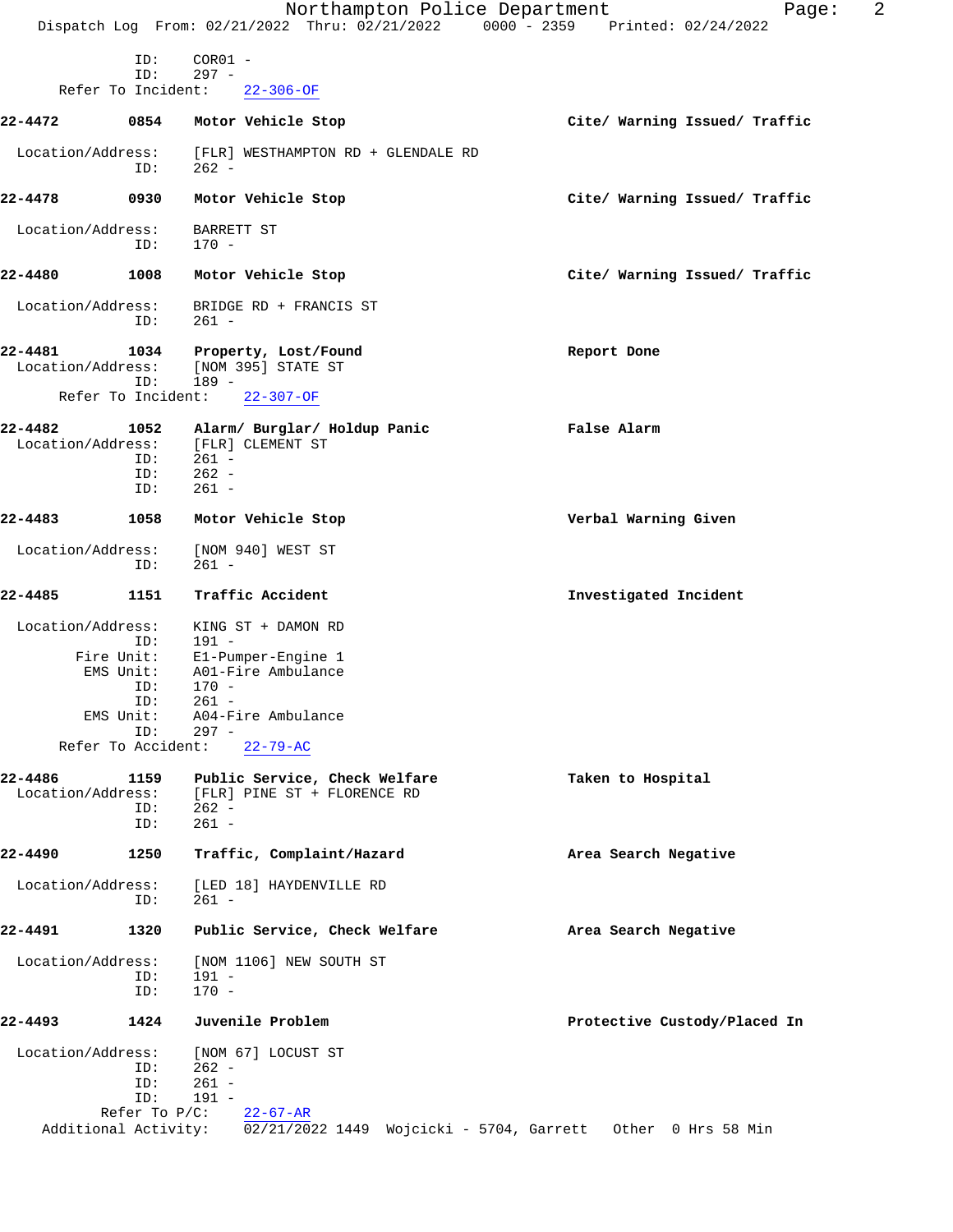```
             ID:    COR01 -
             ID:    297 -
      Refer To Incident:    22-306-OF

22-4472        0854    Motor Vehicle Stop                      Cite/ Warning Issued/ Traffic

 Location/Address:    [FLR] WESTHAMPTON RD + GLENDALE RD
             ID:    262 -

22-4478        0930    Motor Vehicle Stop                      Cite/ Warning Issued/ Traffic

 Location/Address:    BARRETT ST
             ID:    170 -

22-4480        1008    Motor Vehicle Stop                      Cite/ Warning Issued/ Traffic

 Location/Address:    BRIDGE RD + FRANCIS ST
             ID:    261 -

22-4481        1034    Property, Lost/Found                    Report Done
 Location/Address:    [NOM 395] STATE ST
             ID:    189 -
      Refer To Incident:    22-307-OF

22-4482        1052    Alarm/ Burglar/ Holdup Panic            False Alarm
 Location/Address:    [FLR] CLEMENT ST
             ID:    261 -
             ID:    262 -
             ID:    261 -

22-4483        1058    Motor Vehicle Stop                      Verbal Warning Given

 Location/Address:    [NOM 940] WEST ST
             ID:    261 -

22-4485        1151    Traffic Accident                        Investigated Incident

 Location/Address:    KING ST + DAMON RD
             ID:    191 -
        Fire Unit:    E1-Pumper-Engine 1
         EMS Unit:    A01-Fire Ambulance
             ID:    170 -
             ID:    261 -
         EMS Unit:    A04-Fire Ambulance
             ID:    297 -
      Refer To Accident:    22-79-AC

22-4486        1159    Public Service, Check Welfare           Taken to Hospital
 Location/Address:    [FLR] PINE ST + FLORENCE RD
             ID:    262 -
             ID:    261 -

22-4490        1250    Traffic, Complaint/Hazard               Area Search Negative

 Location/Address:    [LED 18] HAYDENVILLE RD
             ID:    261 -

22-4491        1320    Public Service, Check Welfare           Area Search Negative

 Location/Address:    [NOM 1106] NEW SOUTH ST
             ID:    191 -
             ID:    170 -

22-4493        1424    Juvenile Problem                        Protective Custody/Placed In

 Location/Address:    [NOM 67] LOCUST ST
             ID:    262 -
             ID:    261 -
             ID:    191 -
           Refer To P/C:    22-67-AR
     Additional Activity:    02/21/2022 1449  Wojcicki - 5704, Garrett   Other  0 Hrs 58 Min
```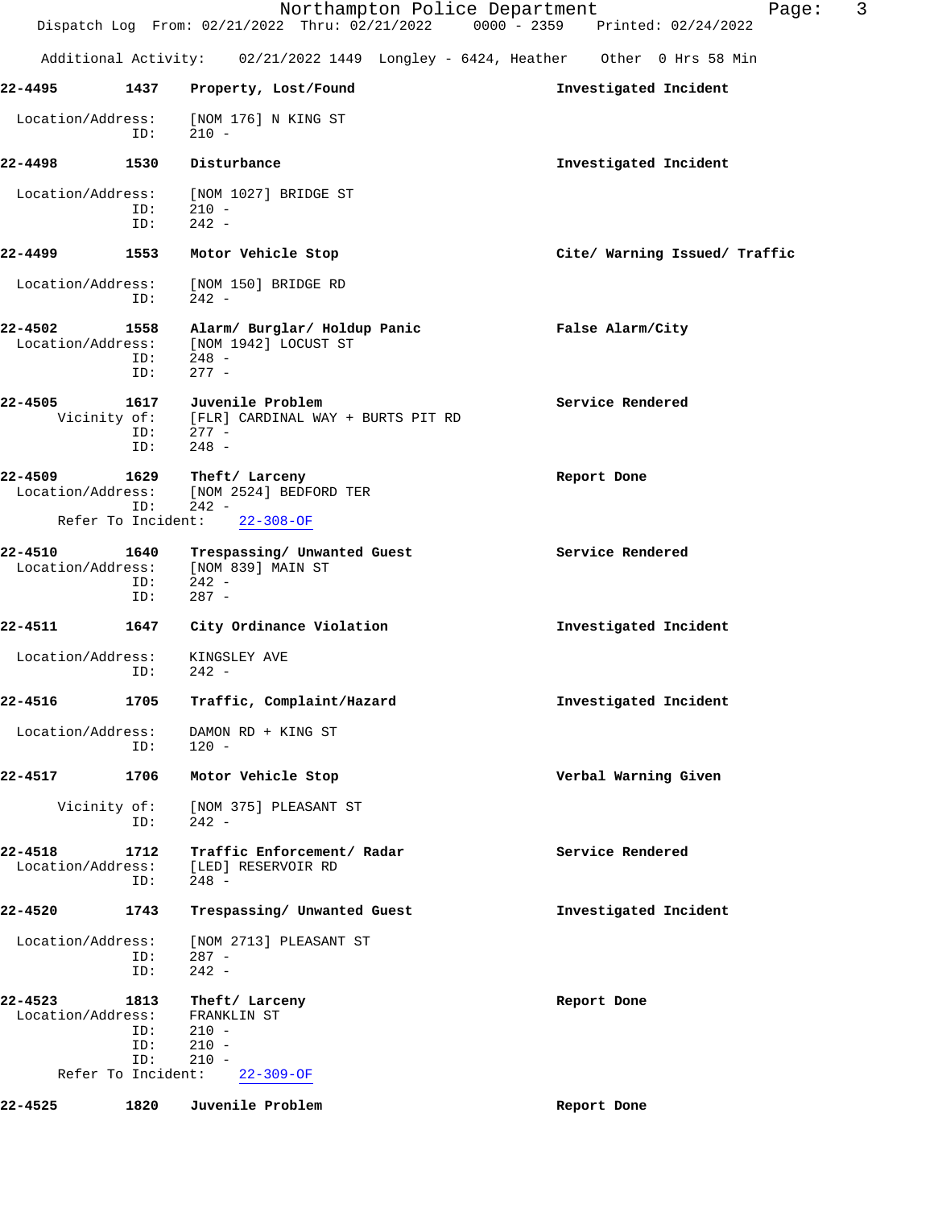Additional Activity: 02/21/2022 1449 Longley - 6424, Heather Other 0 Hrs 58 Min

**22-4495 1437 Property, Lost/Found** — Investigated Incident

Location/Address: [NOM 176] N KING ST
ID: 210 -

**22-4498 1530 Disturbance** — Investigated Incident

Location/Address: [NOM 1027] BRIDGE ST
ID: 210 -
ID: 242 -

**22-4499 1553 Motor Vehicle Stop** — Cite/ Warning Issued/ Traffic

Location/Address: [NOM 150] BRIDGE RD
ID: 242 -

**22-4502 1558 Alarm/ Burglar/ Holdup Panic** — False Alarm/City

Location/Address: [NOM 1942] LOCUST ST
ID: 248 -
ID: 277 -

**22-4505 1617 Juvenile Problem** — Service Rendered

Vicinity of: [FLR] CARDINAL WAY + BURTS PIT RD
ID: 277 -
ID: 248 -

**22-4509 1629 Theft/ Larceny** — Report Done

Location/Address: [NOM 2524] BEDFORD TER
ID: 242 -
Refer To Incident: 22-308-OF

**22-4510 1640 Trespassing/ Unwanted Guest** — Service Rendered

Location/Address: [NOM 839] MAIN ST
ID: 242 -
ID: 287 -

**22-4511 1647 City Ordinance Violation** — Investigated Incident

Location/Address: KINGSLEY AVE
ID: 242 -

**22-4516 1705 Traffic, Complaint/Hazard** — Investigated Incident

Location/Address: DAMON RD + KING ST
ID: 120 -

**22-4517 1706 Motor Vehicle Stop** — Verbal Warning Given

Vicinity of: [NOM 375] PLEASANT ST
ID: 242 -

**22-4518 1712 Traffic Enforcement/ Radar** — Service Rendered

Location/Address: [LED] RESERVOIR RD
ID: 248 -

**22-4520 1743 Trespassing/ Unwanted Guest** — Investigated Incident

Location/Address: [NOM 2713] PLEASANT ST
ID: 287 -
ID: 242 -

**22-4523 1813 Theft/ Larceny** — Report Done

Location/Address: FRANKLIN ST
ID: 210 -
ID: 210 -
ID: 210 -
Refer To Incident: 22-309-OF

**22-4525 1820 Juvenile Problem** — Report Done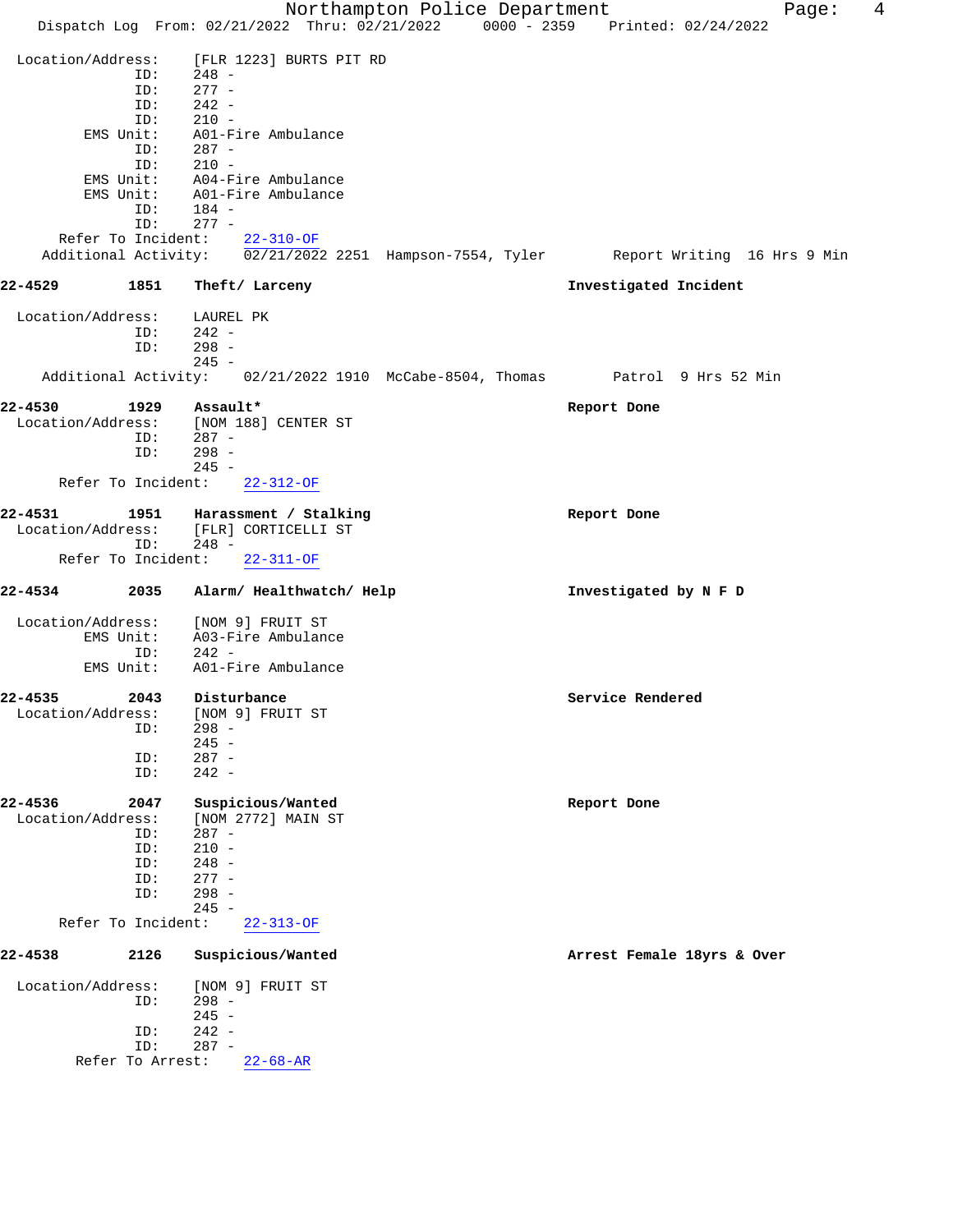Location/Address: [FLR 1223] BURTS PIT RD
ID: 248 -
ID: 277 -
ID: 242 -
ID: 210 -
EMS Unit: A01-Fire Ambulance
ID: 287 -
ID: 210 -
EMS Unit: A04-Fire Ambulance
EMS Unit: A01-Fire Ambulance
ID: 184 -
ID: 277 -
Refer To Incident: 22-310-OF
Additional Activity: 02/21/2022 2251 Hampson-7554, Tyler Report Writing 16 Hrs 9 Min

**22-4529 1851 Theft/ Larceny** **Investigated Incident**

Location/Address: LAUREL PK
ID: 242 -
ID: 298 -
245 -
Additional Activity: 02/21/2022 1910 McCabe-8504, Thomas Patrol 9 Hrs 52 Min

**22-4530 1929 Assault*** **Report Done**
Location/Address: [NOM 188] CENTER ST
ID: 287 -
ID: 298 -
245 -
Refer To Incident: 22-312-OF

**22-4531 1951 Harassment / Stalking** **Report Done**
Location/Address: [FLR] CORTICELLI ST
ID: 248 -
Refer To Incident: 22-311-OF

**22-4534 2035 Alarm/ Healthwatch/ Help** **Investigated by N F D**

Location/Address: [NOM 9] FRUIT ST
EMS Unit: A03-Fire Ambulance
ID: 242 -
EMS Unit: A01-Fire Ambulance

**22-4535 2043 Disturbance** **Service Rendered**
Location/Address: [NOM 9] FRUIT ST
ID: 298 -
245 -
ID: 287 -
ID: 242 -

**22-4536 2047 Suspicious/Wanted** **Report Done**
Location/Address: [NOM 2772] MAIN ST
ID: 287 -
ID: 210 -
ID: 248 -
ID: 277 -
ID: 298 -
245 -
Refer To Incident: 22-313-OF

**22-4538 2126 Suspicious/Wanted** **Arrest Female 18yrs & Over**

Location/Address: [NOM 9] FRUIT ST
ID: 298 -
245 -
ID: 242 -
ID: 287 -
Refer To Arrest: 22-68-AR